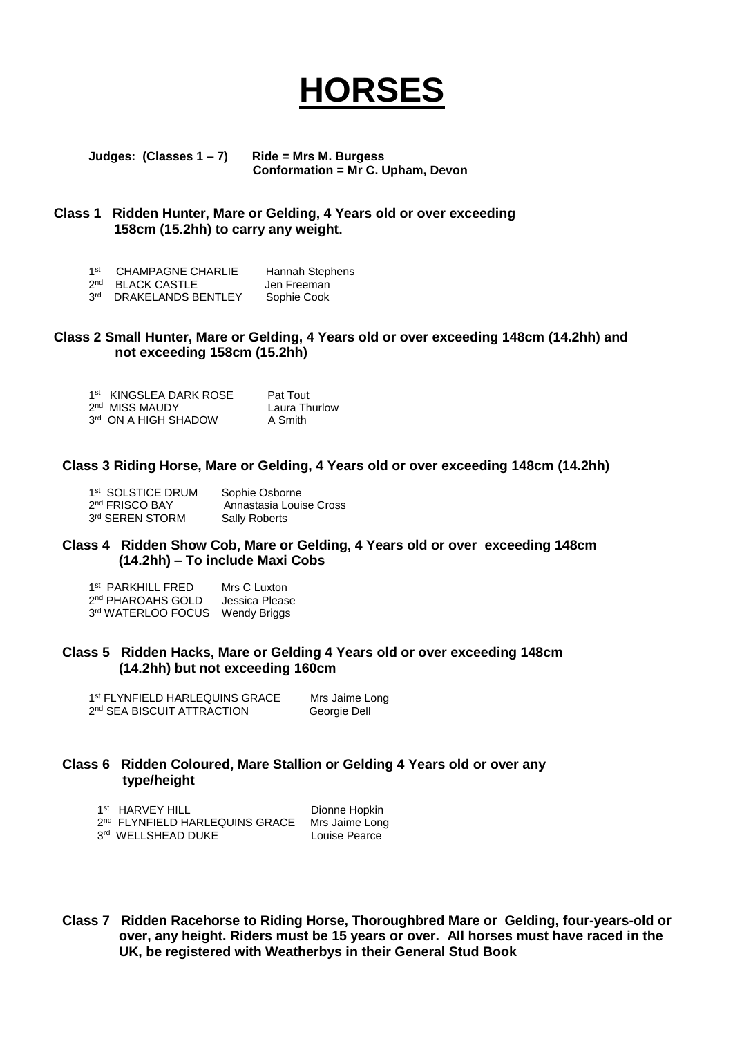# HORSES

**Judges: (Classes 1 – 7) Ride = Mrs M. Burgess**
**Conformation = Mr C. Upham, Devon**

**Class 1 Ridden Hunter, Mare or Gelding, 4 Years old or over exceeding 158cm (15.2hh) to carry any weight.**

| | | |
|---|---|---|
| 1st | CHAMPAGNE CHARLIE | Hannah Stephens |
| 2nd | BLACK CASTLE | Jen Freeman |
| 3rd | DRAKELANDS BENTLEY | Sophie Cook |

**Class 2 Small Hunter, Mare or Gelding, 4 Years old or over exceeding 148cm (14.2hh) and not exceeding 158cm (15.2hh)**

| | | |
|---|---|---|
| 1st | KINGSLEA DARK ROSE | Pat Tout |
| 2nd | MISS MAUDY | Laura Thurlow |
| 3rd | ON A HIGH SHADOW | A Smith |

**Class 3 Riding Horse, Mare or Gelding, 4 Years old or over exceeding 148cm (14.2hh)**

| | | |
|---|---|---|
| 1st | SOLSTICE DRUM | Sophie Osborne |
| 2nd | FRISCO BAY | Annastasia Louise Cross |
| 3rd | SEREN STORM | Sally Roberts |

**Class 4 Ridden Show Cob, Mare or Gelding, 4 Years old or over exceeding 148cm (14.2hh) – To include Maxi Cobs**

| | | |
|---|---|---|
| 1st | PARKHILL FRED | Mrs C Luxton |
| 2nd | PHAROAHS GOLD | Jessica Please |
| 3rd | WATERLOO FOCUS | Wendy Briggs |

**Class 5 Ridden Hacks, Mare or Gelding 4 Years old or over exceeding 148cm (14.2hh) but not exceeding 160cm**

| | | |
|---|---|---|
| 1st | FLYNFIELD HARLEQUINS GRACE | Mrs Jaime Long |
| 2nd | SEA BISCUIT ATTRACTION | Georgie Dell |

**Class 6 Ridden Coloured, Mare Stallion or Gelding 4 Years old or over any type/height**

| | | |
|---|---|---|
| 1st | HARVEY HILL | Dionne Hopkin |
| 2nd | FLYNFIELD HARLEQUINS GRACE | Mrs Jaime Long |
| 3rd | WELLSHEAD DUKE | Louise Pearce |

**Class 7 Ridden Racehorse to Riding Horse, Thoroughbred Mare or Gelding, four-years-old or over, any height. Riders must be 15 years or over. All horses must have raced in the UK, be registered with Weatherbys in their General Stud Book**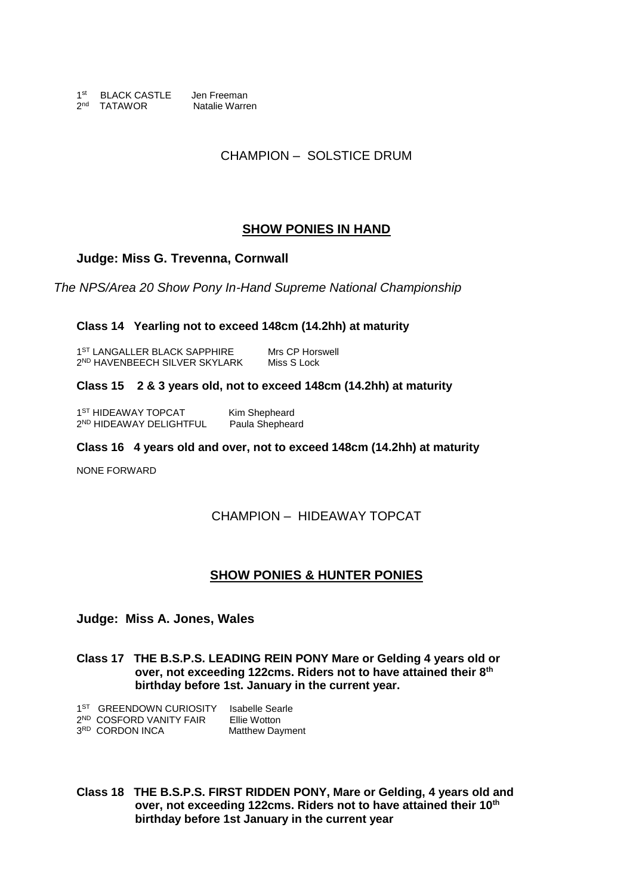1st BLACK CASTLE Jen Freeman
2nd TATAWOR Natalie Warren

CHAMPION – SOLSTICE DRUM

## SHOW PONIES IN HAND

**Judge: Miss G. Trevenna, Cornwall**

*The NPS/Area 20 Show Pony In-Hand Supreme National Championship*

**Class 14 Yearling not to exceed 148cm (14.2hh) at maturity**

1ST LANGALLER BLACK SAPPHIRE Mrs CP Horswell
2ND HAVENBEECH SILVER SKYLARK Miss S Lock

**Class 15 2 & 3 years old, not to exceed 148cm (14.2hh) at maturity**

1ST HIDEAWAY TOPCAT Kim Shepheard
2ND HIDEAWAY DELIGHTFUL Paula Shepheard

**Class 16 4 years old and over, not to exceed 148cm (14.2hh) at maturity**

NONE FORWARD

CHAMPION – HIDEAWAY TOPCAT

## SHOW PONIES & HUNTER PONIES

**Judge: Miss A. Jones, Wales**

**Class 17 THE B.S.P.S. LEADING REIN PONY Mare or Gelding 4 years old or over, not exceeding 122cms. Riders not to have attained their 8th birthday before 1st. January in the current year.**

1ST GREENDOWN CURIOSITY Isabelle Searle
2ND COSFORD VANITY FAIR Ellie Wotton
3RD CORDON INCA Matthew Dayment

**Class 18 THE B.S.P.S. FIRST RIDDEN PONY, Mare or Gelding, 4 years old and over, not exceeding 122cms. Riders not to have attained their 10th birthday before 1st January in the current year**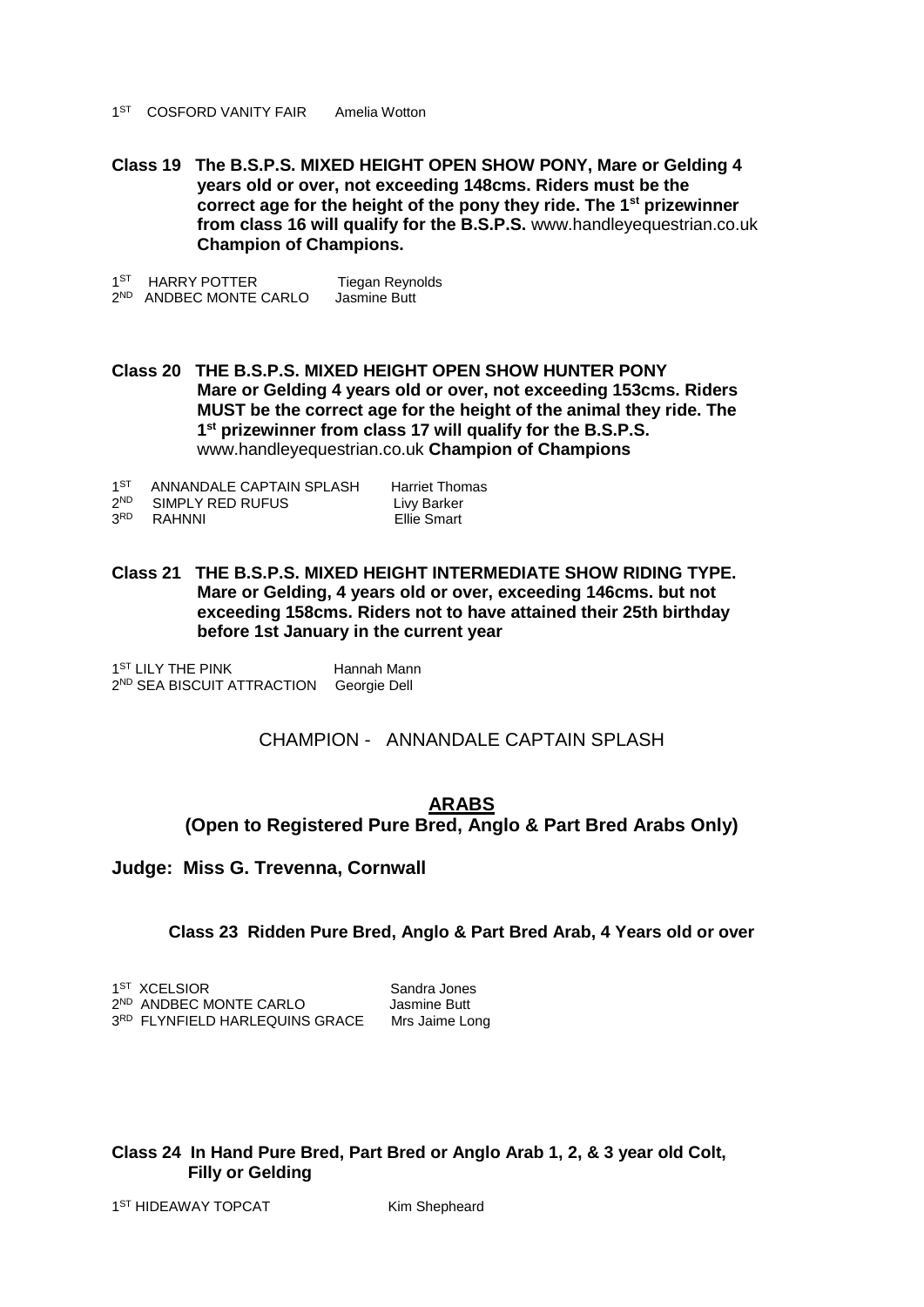1ST COSFORD VANITY FAIR Amelia Wotton

**Class 19 The B.S.P.S. MIXED HEIGHT OPEN SHOW PONY, Mare or Gelding 4 years old or over, not exceeding 148cms. Riders must be the correct age for the height of the pony they ride. The 1st prizewinner from class 16 will qualify for the B.S.P.S.** www.handleyequestrian.co.uk **Champion of Champions.**

1ST HARRY POTTER Tiegan Reynolds
2ND ANDBEC MONTE CARLO Jasmine Butt

**Class 20 THE B.S.P.S. MIXED HEIGHT OPEN SHOW HUNTER PONY Mare or Gelding 4 years old or over, not exceeding 153cms. Riders MUST be the correct age for the height of the animal they ride. The 1st prizewinner from class 17 will qualify for the B.S.P.S.** www.handleyequestrian.co.uk **Champion of Champions**

1ST ANNANDALE CAPTAIN SPLASH Harriet Thomas
2ND SIMPLY RED RUFUS Livy Barker
3RD RAHNNI Ellie Smart

**Class 21 THE B.S.P.S. MIXED HEIGHT INTERMEDIATE SHOW RIDING TYPE. Mare or Gelding, 4 years old or over, exceeding 146cms. but not exceeding 158cms. Riders not to have attained their 25th birthday before 1st January in the current year**

1ST LILY THE PINK Hannah Mann
2ND SEA BISCUIT ATTRACTION Georgie Dell

CHAMPION - ANNANDALE CAPTAIN SPLASH

## ARABS

**(Open to Registered Pure Bred, Anglo & Part Bred Arabs Only)**

**Judge: Miss G. Trevenna, Cornwall**

**Class 23 Ridden Pure Bred, Anglo & Part Bred Arab, 4 Years old or over**

1ST XCELSIOR Sandra Jones
2ND ANDBEC MONTE CARLO Jasmine Butt
3RD FLYNFIELD HARLEQUINS GRACE Mrs Jaime Long

**Class 24 In Hand Pure Bred, Part Bred or Anglo Arab 1, 2, & 3 year old Colt, Filly or Gelding**

1ST HIDEAWAY TOPCAT Kim Shepheard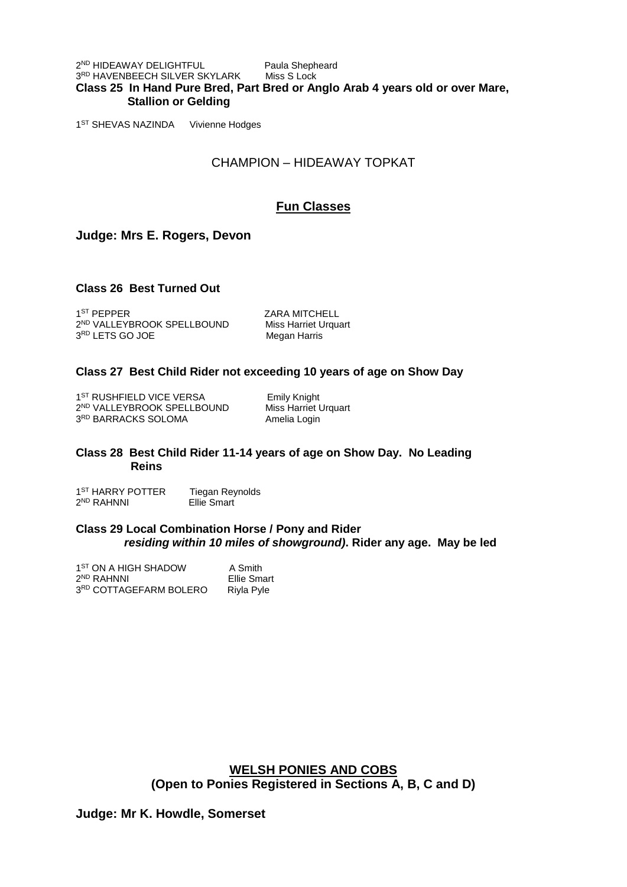2[ND] HIDEAWAY DELIGHTFUL Paula Shepheard
3[RD] HAVENBEECH SILVER SKYLARK Miss S Lock

**Class 25 In Hand Pure Bred, Part Bred or Anglo Arab 4 years old or over Mare, Stallion or Gelding**

1[ST] SHEVAS NAZINDA Vivienne Hodges

CHAMPION – HIDEAWAY TOPKAT

## Fun Classes

**Judge: Mrs E. Rogers, Devon**

**Class 26 Best Turned Out**

1[ST] PEPPER ZARA MITCHELL
2[ND] VALLEYBROOK SPELLBOUND Miss Harriet Urquart
3[RD] LETS GO JOE Megan Harris

**Class 27 Best Child Rider not exceeding 10 years of age on Show Day**

1[ST] RUSHFIELD VICE VERSA Emily Knight
2[ND] VALLEYBROOK SPELLBOUND Miss Harriet Urquart
3[RD] BARRACKS SOLOMA Amelia Login

**Class 28 Best Child Rider 11-14 years of age on Show Day. No Leading Reins**

1[ST] HARRY POTTER Tiegan Reynolds
2[ND] RAHNNI Ellie Smart

**Class 29 Local Combination Horse / Pony and Rider *residing within 10 miles of showground)*. Rider any age. May be led**

1[ST] ON A HIGH SHADOW A Smith
2[ND] RAHNNI Ellie Smart
3[RD] COTTAGEFARM BOLERO Riyla Pyle

## WELSH PONIES AND COBS

**(Open to Ponies Registered in Sections A, B, C and D)**

**Judge: Mr K. Howdle, Somerset**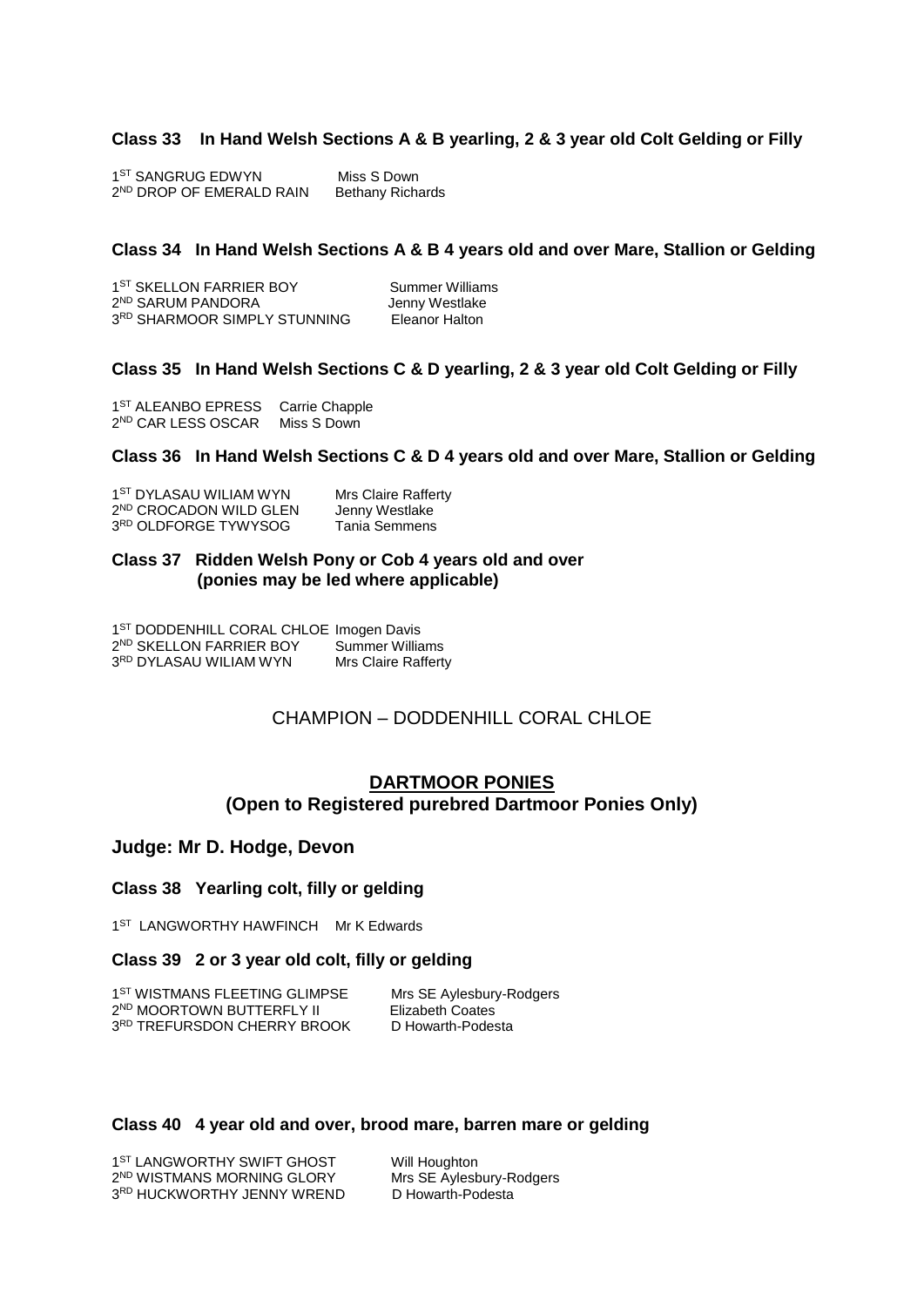### Class 33 In Hand Welsh Sections A & B yearling, 2 & 3 year old Colt Gelding or Filly

1ST SANGRUG EDWYN Miss S Down
2ND DROP OF EMERALD RAIN Bethany Richards

### Class 34 In Hand Welsh Sections A & B 4 years old and over Mare, Stallion or Gelding

1ST SKELLON FARRIER BOY Summer Williams
2ND SARUM PANDORA Jenny Westlake
3RD SHARMOOR SIMPLY STUNNING Eleanor Halton

### Class 35 In Hand Welsh Sections C & D yearling, 2 & 3 year old Colt Gelding or Filly

1ST ALEANBO EPRESS Carrie Chapple
2ND CAR LESS OSCAR Miss S Down

### Class 36 In Hand Welsh Sections C & D 4 years old and over Mare, Stallion or Gelding

1ST DYLASAU WILIAM WYN Mrs Claire Rafferty
2ND CROCADON WILD GLEN Jenny Westlake
3RD OLDFORGE TYWYSOG Tania Semmens

### Class 37 Ridden Welsh Pony or Cob 4 years old and over (ponies may be led where applicable)

1ST DODDENHILL CORAL CHLOE Imogen Davis
2ND SKELLON FARRIER BOY Summer Williams
3RD DYLASAU WILIAM WYN Mrs Claire Rafferty

CHAMPION – DODDENHILL CORAL CHLOE

## DARTMOOR PONIES
## (Open to Registered purebred Dartmoor Ponies Only)

### Judge: Mr D. Hodge, Devon

### Class 38 Yearling colt, filly or gelding

1ST LANGWORTHY HAWFINCH Mr K Edwards

### Class 39 2 or 3 year old colt, filly or gelding

1ST WISTMANS FLEETING GLIMPSE Mrs SE Aylesbury-Rodgers
2ND MOORTOWN BUTTERFLY II Elizabeth Coates
3RD TREFURSDON CHERRY BROOK D Howarth-Podesta

### Class 40 4 year old and over, brood mare, barren mare or gelding

1ST LANGWORTHY SWIFT GHOST Will Houghton
2ND WISTMANS MORNING GLORY Mrs SE Aylesbury-Rodgers
3RD HUCKWORTHY JENNY WREND D Howarth-Podesta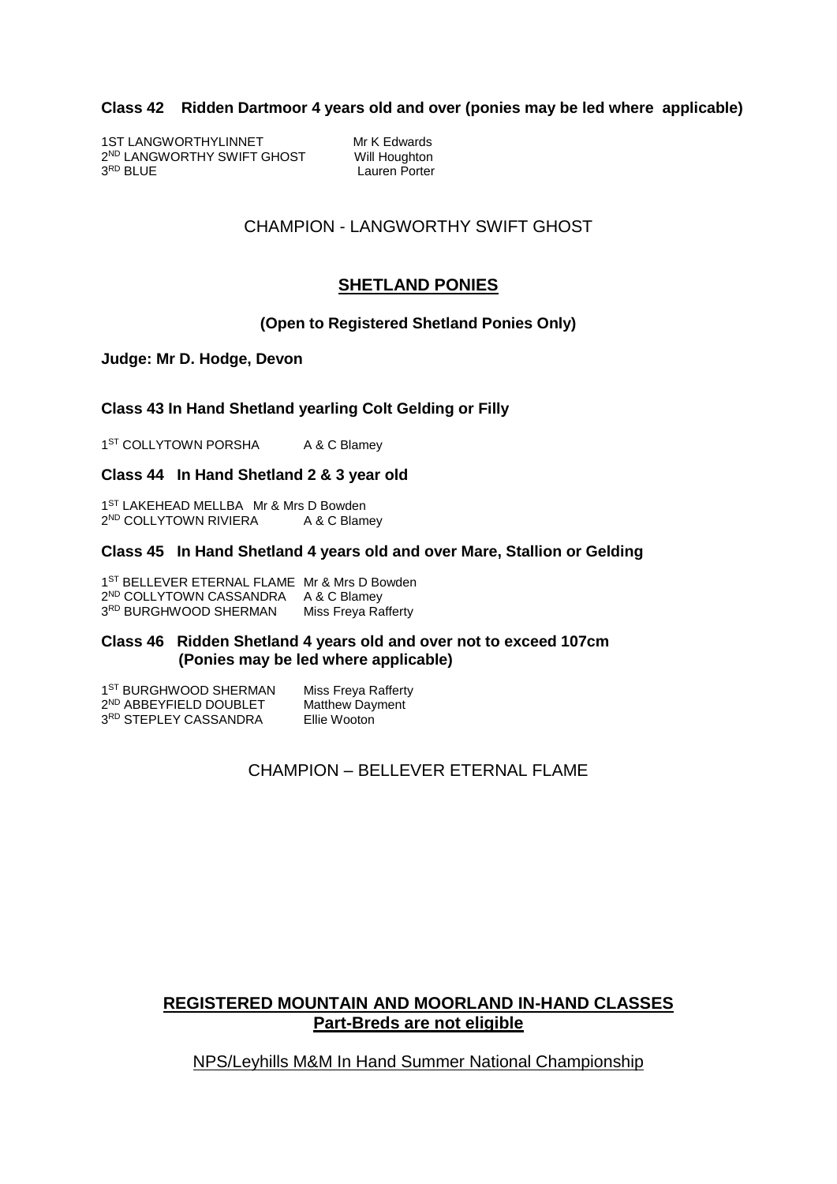**Class 42 Ridden Dartmoor 4 years old and over (ponies may be led where applicable)**

1ST LANGWORTHYLINNET Mr K Edwards
2ND LANGWORTHY SWIFT GHOST Will Houghton
3RD BLUE Lauren Porter

CHAMPION - LANGWORTHY SWIFT GHOST

## SHETLAND PONIES

**(Open to Registered Shetland Ponies Only)**

**Judge: Mr D. Hodge, Devon**

**Class 43 In Hand Shetland yearling Colt Gelding or Filly**

1ST COLLYTOWN PORSHA A & C Blamey

**Class 44 In Hand Shetland 2 & 3 year old**

1ST LAKEHEAD MELLBA Mr & Mrs D Bowden
2ND COLLYTOWN RIVIERA A & C Blamey

**Class 45 In Hand Shetland 4 years old and over Mare, Stallion or Gelding**

1ST BELLEVER ETERNAL FLAME Mr & Mrs D Bowden
2ND COLLYTOWN CASSANDRA A & C Blamey
3RD BURGHWOOD SHERMAN Miss Freya Rafferty

**Class 46 Ridden Shetland 4 years old and over not to exceed 107cm (Ponies may be led where applicable)**

1ST BURGHWOOD SHERMAN Miss Freya Rafferty
2ND ABBEYFIELD DOUBLET Matthew Dayment
3RD STEPLEY CASSANDRA Ellie Wooton

CHAMPION – BELLEVER ETERNAL FLAME

## REGISTERED MOUNTAIN AND MOORLAND IN-HAND CLASSES
## Part-Breds are not eligible

NPS/Leyhills M&M In Hand Summer National Championship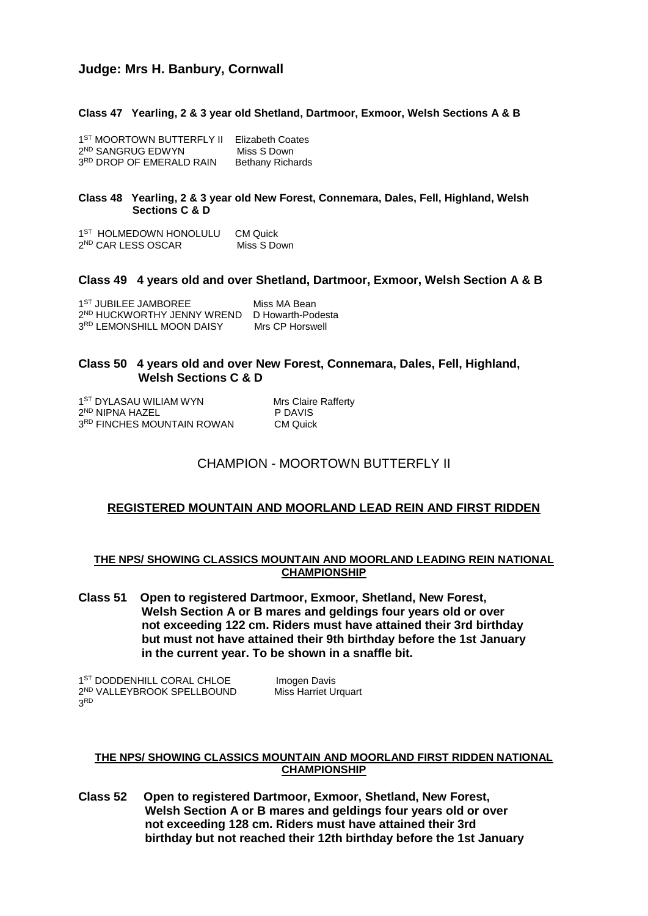## Judge: Mrs H. Banbury, Cornwall

**Class 47 Yearling, 2 & 3 year old Shetland, Dartmoor, Exmoor, Welsh Sections A & B**

1ST MOORTOWN BUTTERFLY II Elizabeth Coates
2ND SANGRUG EDWYN Miss S Down
3RD DROP OF EMERALD RAIN Bethany Richards

**Class 48 Yearling, 2 & 3 year old New Forest, Connemara, Dales, Fell, Highland, Welsh Sections C & D**

1ST HOLMEDOWN HONOLULU CM Quick
2ND CAR LESS OSCAR Miss S Down

**Class 49 4 years old and over Shetland, Dartmoor, Exmoor, Welsh Section A & B**

1ST JUBILEE JAMBOREE Miss MA Bean
2ND HUCKWORTHY JENNY WREND D Howarth-Podesta
3RD LEMONSHILL MOON DAISY Mrs CP Horswell

**Class 50 4 years old and over New Forest, Connemara, Dales, Fell, Highland, Welsh Sections C & D**

1ST DYLASAU WILIAM WYN Mrs Claire Rafferty
2ND NIPNA HAZEL P DAVIS
3RD FINCHES MOUNTAIN ROWAN CM Quick

CHAMPION - MOORTOWN BUTTERFLY II

**REGISTERED MOUNTAIN AND MOORLAND LEAD REIN AND FIRST RIDDEN**

**THE NPS/ SHOWING CLASSICS MOUNTAIN AND MOORLAND LEADING REIN NATIONAL CHAMPIONSHIP**

**Class 51 Open to registered Dartmoor, Exmoor, Shetland, New Forest, Welsh Section A or B mares and geldings four years old or over not exceeding 122 cm. Riders must have attained their 3rd birthday but must not have attained their 9th birthday before the 1st January in the current year. To be shown in a snaffle bit.**

1ST DODDENHILL CORAL CHLOE Imogen Davis
2ND VALLEYBROOK SPELLBOUND Miss Harriet Urquart
3RD

**THE NPS/ SHOWING CLASSICS MOUNTAIN AND MOORLAND FIRST RIDDEN NATIONAL CHAMPIONSHIP**

**Class 52 Open to registered Dartmoor, Exmoor, Shetland, New Forest, Welsh Section A or B mares and geldings four years old or over not exceeding 128 cm. Riders must have attained their 3rd birthday but not reached their 12th birthday before the 1st January**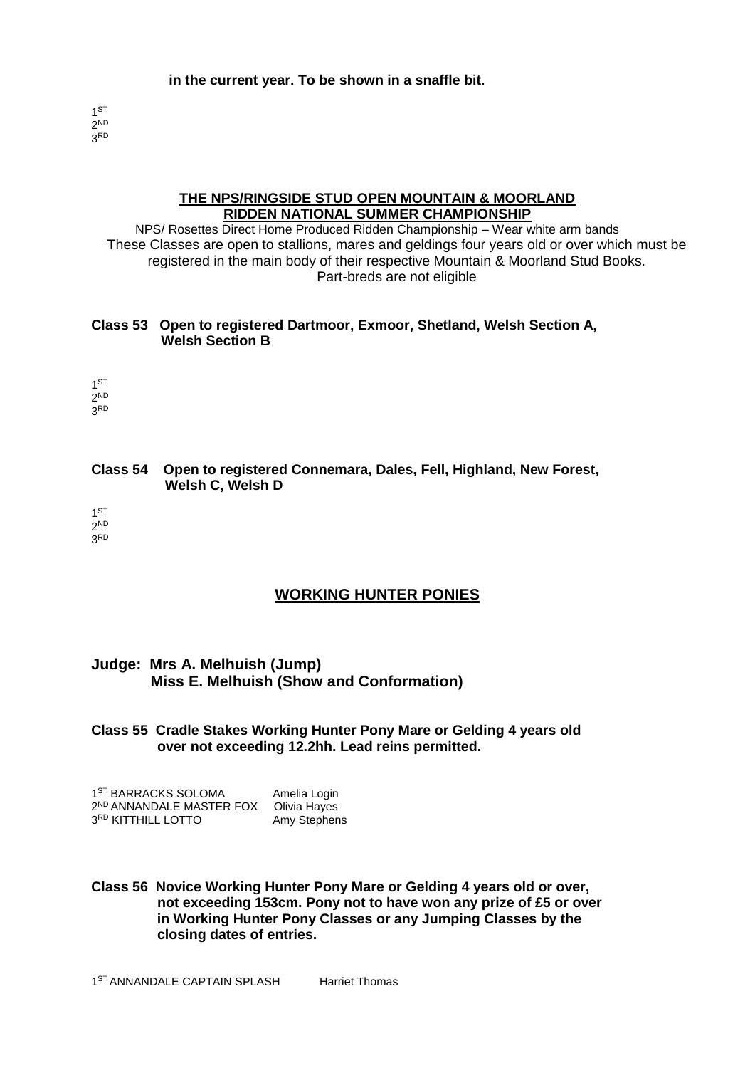**in the current year. To be shown in a snaffle bit.**

1ST
2ND
3RD

## THE NPS/RINGSIDE STUD OPEN MOUNTAIN & MOORLAND RIDDEN NATIONAL SUMMER CHAMPIONSHIP

NPS/ Rosettes Direct Home Produced Ridden Championship – Wear white arm bands
These Classes are open to stallions, mares and geldings four years old or over which must be registered in the main body of their respective Mountain & Moorland Stud Books.
Part-breds are not eligible

**Class 53 Open to registered Dartmoor, Exmoor, Shetland, Welsh Section A, Welsh Section B**

1ST
2ND
3RD

**Class 54 Open to registered Connemara, Dales, Fell, Highland, New Forest, Welsh C, Welsh D**

1ST
2ND
3RD

## WORKING HUNTER PONIES

**Judge: Mrs A. Melhuish (Jump)**
**Miss E. Melhuish (Show and Conformation)**

**Class 55 Cradle Stakes Working Hunter Pony Mare or Gelding 4 years old over not exceeding 12.2hh. Lead reins permitted.**

1ST BARRACKS SOLOMA Amelia Login
2ND ANNANDALE MASTER FOX Olivia Hayes
3RD KITTHILL LOTTO Amy Stephens

**Class 56 Novice Working Hunter Pony Mare or Gelding 4 years old or over, not exceeding 153cm. Pony not to have won any prize of £5 or over in Working Hunter Pony Classes or any Jumping Classes by the closing dates of entries.**

1ST ANNANDALE CAPTAIN SPLASH Harriet Thomas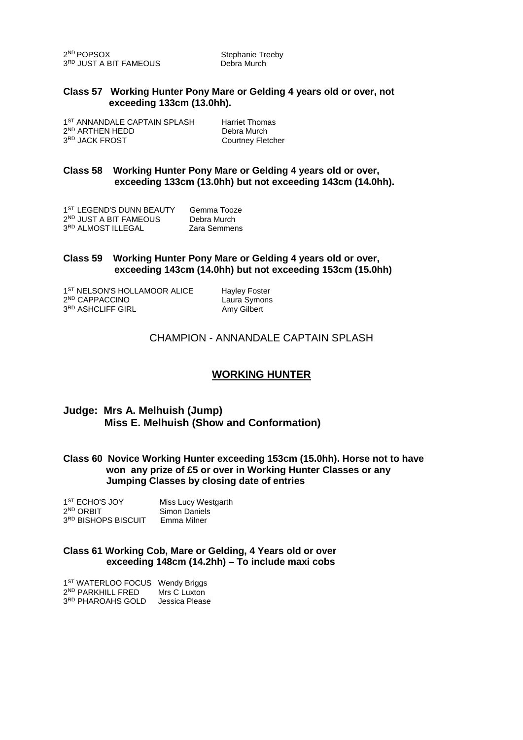2[ND] POPSOX Stephanie Treeby
3[RD] JUST A BIT FAMEOUS Debra Murch

**Class 57 Working Hunter Pony Mare or Gelding 4 years old or over, not exceeding 133cm (13.0hh).**

1[ST] ANNANDALE CAPTAIN SPLASH Harriet Thomas
2[ND] ARTHEN HEDD Debra Murch
3[RD] JACK FROST Courtney Fletcher

**Class 58 Working Hunter Pony Mare or Gelding 4 years old or over, exceeding 133cm (13.0hh) but not exceeding 143cm (14.0hh).**

1[ST] LEGEND'S DUNN BEAUTY Gemma Tooze
2[ND] JUST A BIT FAMEOUS Debra Murch
3[RD] ALMOST ILLEGAL Zara Semmens

**Class 59 Working Hunter Pony Mare or Gelding 4 years old or over, exceeding 143cm (14.0hh) but not exceeding 153cm (15.0hh)**

1[ST] NELSON'S HOLLAMOOR ALICE Hayley Foster
2[ND] CAPPACCINO Laura Symons
3[RD] ASHCLIFF GIRL Amy Gilbert

CHAMPION - ANNANDALE CAPTAIN SPLASH

## WORKING HUNTER

**Judge: Mrs A. Melhuish (Jump)**
**Miss E. Melhuish (Show and Conformation)**

**Class 60 Novice Working Hunter exceeding 153cm (15.0hh). Horse not to have won any prize of £5 or over in Working Hunter Classes or any Jumping Classes by closing date of entries**

1[ST] ECHO'S JOY Miss Lucy Westgarth
2[ND] ORBIT Simon Daniels
3[RD] BISHOPS BISCUIT Emma Milner

**Class 61 Working Cob, Mare or Gelding, 4 Years old or over exceeding 148cm (14.2hh) – To include maxi cobs**

1[ST] WATERLOO FOCUS Wendy Briggs
2[ND] PARKHILL FRED Mrs C Luxton
3[RD] PHAROAHS GOLD Jessica Please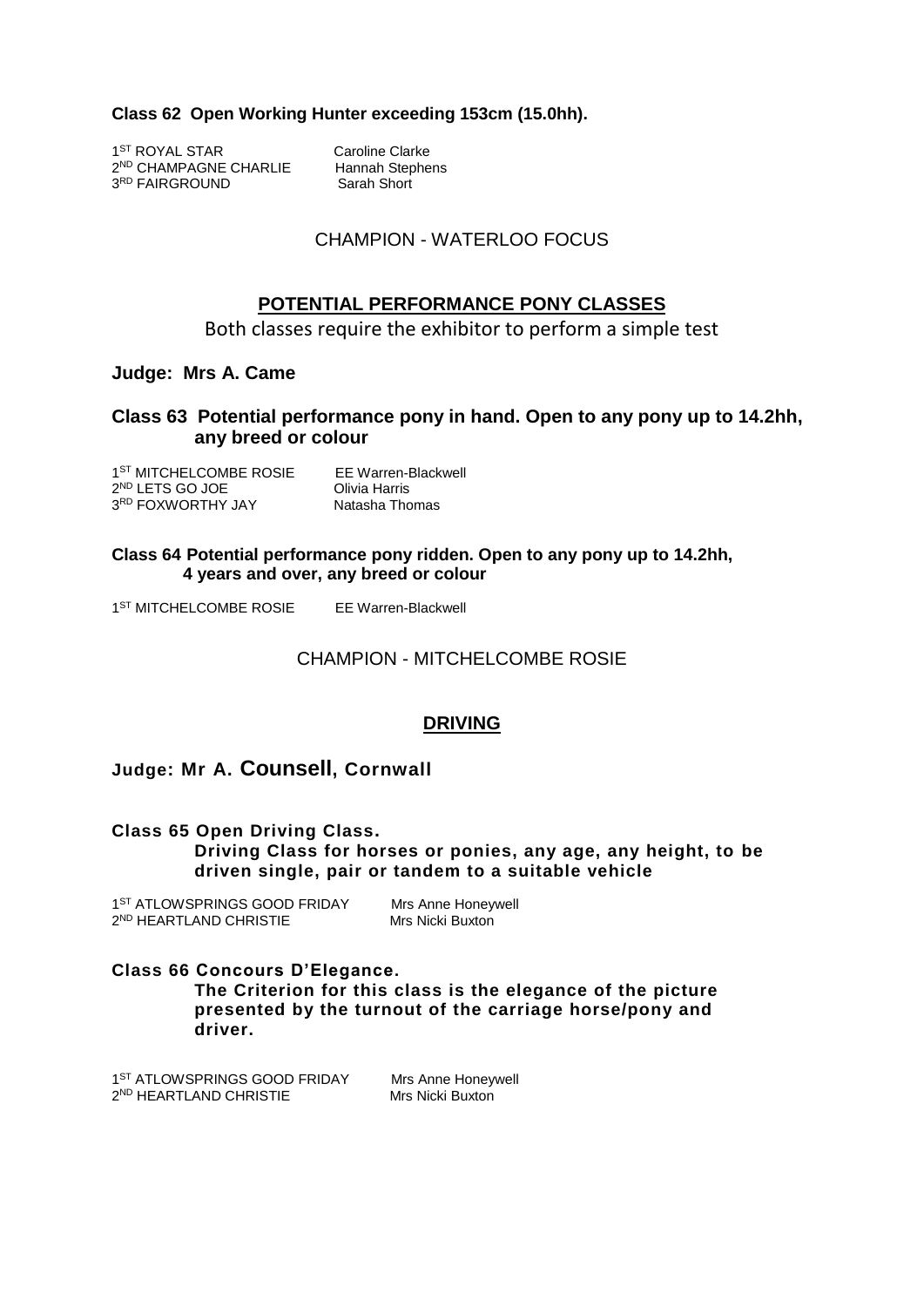**Class 62 Open Working Hunter exceeding 153cm (15.0hh).**

1ST ROYAL STAR Caroline Clarke
2ND CHAMPAGNE CHARLIE Hannah Stephens
3RD FAIRGROUND Sarah Short

CHAMPION - WATERLOO FOCUS

## POTENTIAL PERFORMANCE PONY CLASSES

Both classes require the exhibitor to perform a simple test

### Judge: Mrs A. Came

### Class 63 Potential performance pony in hand. Open to any pony up to 14.2hh, any breed or colour

1ST MITCHELCOMBE ROSIE EE Warren-Blackwell
2ND LETS GO JOE Olivia Harris
3RD FOXWORTHY JAY Natasha Thomas

**Class 64 Potential performance pony ridden. Open to any pony up to 14.2hh, 4 years and over, any breed or colour**

1ST MITCHELCOMBE ROSIE EE Warren-Blackwell

CHAMPION - MITCHELCOMBE ROSIE

## DRIVING

### Judge: Mr A. Counsell, Cornwall

**Class 65 Open Driving Class.**
**Driving Class for horses or ponies, any age, any height, to be driven single, pair or tandem to a suitable vehicle**

1ST ATLOWSPRINGS GOOD FRIDAY Mrs Anne Honeywell
2ND HEARTLAND CHRISTIE Mrs Nicki Buxton

**Class 66 Concours D'Elegance.**
**The Criterion for this class is the elegance of the picture presented by the turnout of the carriage horse/pony and driver.**

1ST ATLOWSPRINGS GOOD FRIDAY Mrs Anne Honeywell
2ND HEARTLAND CHRISTIE Mrs Nicki Buxton